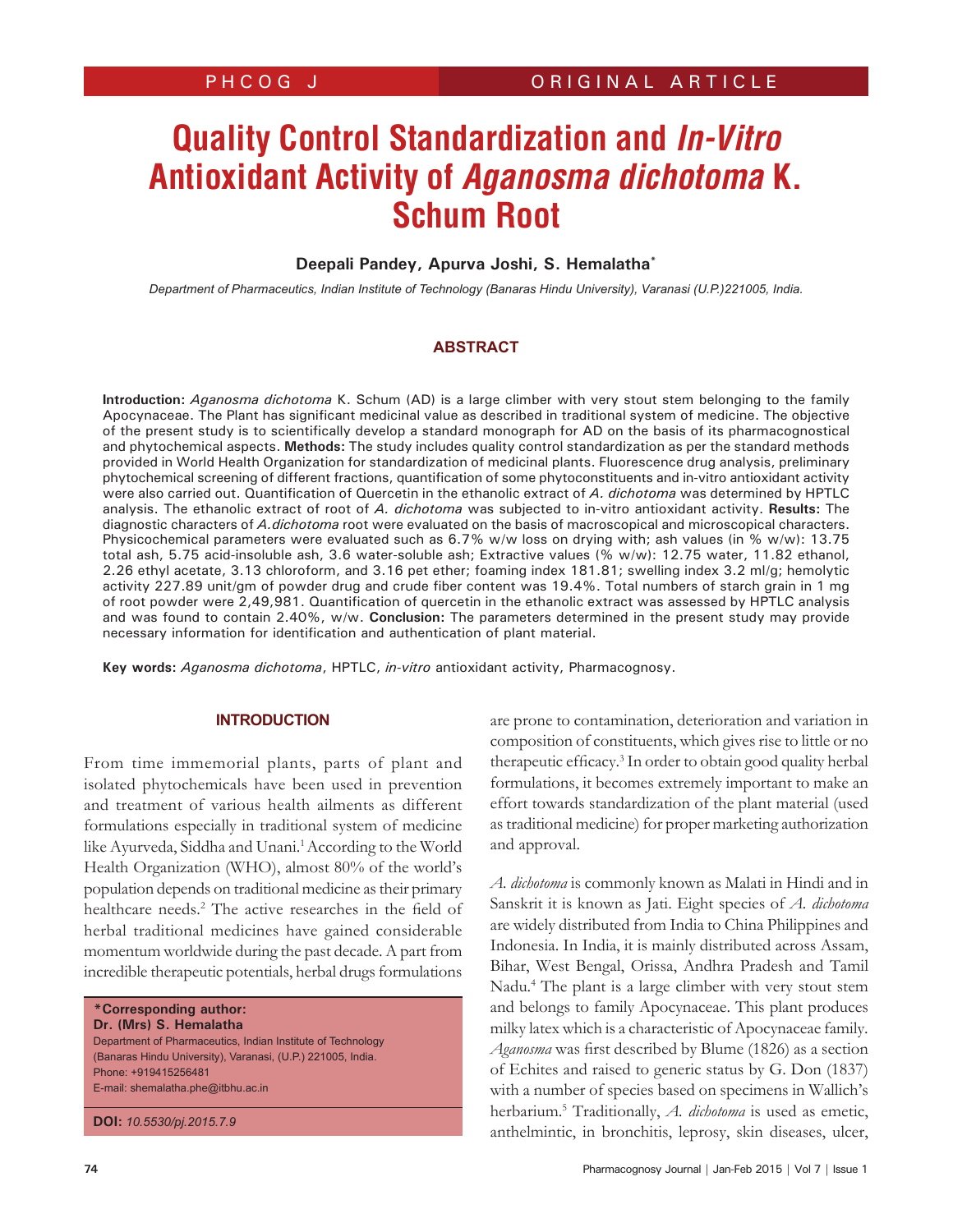# Quality Control Standardization and *In-Vitro* Antioxidant Activity of *Aganosma dichotoma* K. Schum Root

**Deepali Pandey, Apurva Joshi, S. Hemalatha***

*Department of Pharmaceutics, Indian Institute of Technology (Banaras Hindu University), Varanasi (U.P.)221005, India.*

## ABSTRACT

**Introduction:** *Aganosma dichotoma* K. Schum (AD) is a large climber with very stout stem belonging to the family Apocynaceae. The Plant has significant medicinal value as described in traditional system of medicine. The objective of the present study is to scientifically develop a standard monograph for AD on the basis of its pharmacognostical and phytochemical aspects. **Methods:** The study includes quality control standardization as per the standard methods provided in World Health Organization for standardization of medicinal plants. Fluorescence drug analysis, preliminary phytochemical screening of different fractions, quantification of some phytoconstituents and in-vitro antioxidant activity were also carried out. Quantification of Quercetin in the ethanolic extract of *A. dichotoma* was determined by HPTLC analysis. The ethanolic extract of root of *A. dichotoma* was subjected to in-vitro antioxidant activity. **Results:** The diagnostic characters of *A.dichotoma* root were evaluated on the basis of macroscopical and microscopical characters. Physicochemical parameters were evaluated such as 6.7% w/w loss on drying with; ash values (in % w/w): 13.75 total ash, 5.75 acid-insoluble ash, 3.6 water-soluble ash; Extractive values (% w/w): 12.75 water, 11.82 ethanol, 2.26 ethyl acetate, 3.13 chloroform, and 3.16 pet ether; foaming index 181.81; swelling index 3.2 ml/g; hemolytic activity 227.89 unit/gm of powder drug and crude fiber content was 19.4%. Total numbers of starch grain in 1 mg of root powder were 2,49,981. Quantification of quercetin in the ethanolic extract was assessed by HPTLC analysis and was found to contain 2.40%, w/w. **Conclusion:** The parameters determined in the present study may provide necessary information for identification and authentication of plant material.

**Key words:** *Aganosma dichotoma*, HPTLC, *in-vitro* antioxidant activity, Pharmacognosy.

## INTRODUCTION

From time immemorial plants, parts of plant and isolated phytochemicals have been used in prevention and treatment of various health ailments as different formulations especially in traditional system of medicine like Ayurveda, Siddha and Unani.[1] According to the World Health Organization (WHO), almost 80% of the world's population depends on traditional medicine as their primary healthcare needs.[2] The active researches in the field of herbal traditional medicines have gained considerable momentum worldwide during the past decade. A part from incredible therapeutic potentials, herbal drugs formulations are prone to contamination, deterioration and variation in composition of constituents, which gives rise to little or no therapeutic efficacy.[3] In order to obtain good quality herbal formulations, it becomes extremely important to make an effort towards standardization of the plant material (used as traditional medicine) for proper marketing authorization and approval.

*A. dichotoma* is commonly known as Malati in Hindi and in Sanskrit it is known as Jati. Eight species of *A. dichotoma* are widely distributed from India to China Philippines and Indonesia. In India, it is mainly distributed across Assam, Bihar, West Bengal, Orissa, Andhra Pradesh and Tamil Nadu.[4] The plant is a large climber with very stout stem and belongs to family Apocynaceae. This plant produces milky latex which is a characteristic of Apocynaceae family. *Aganosma* was first described by Blume (1826) as a section of Echites and raised to generic status by G. Don (1837) with a number of species based on specimens in Wallich's herbarium.[5] Traditionally, *A. dichotoma* is used as emetic, anthelmintic, in bronchitis, leprosy, skin diseases, ulcer,

**\*Corresponding author:**
**Dr. (Mrs) S. Hemalatha**
Department of Pharmaceutics, Indian Institute of Technology (Banaras Hindu University), Varanasi, (U.P.) 221005, India.
Phone: +919415256481
E-mail: shemalatha.phe@itbhu.ac.in

**DOI:** *10.5530/pj.2015.7.9*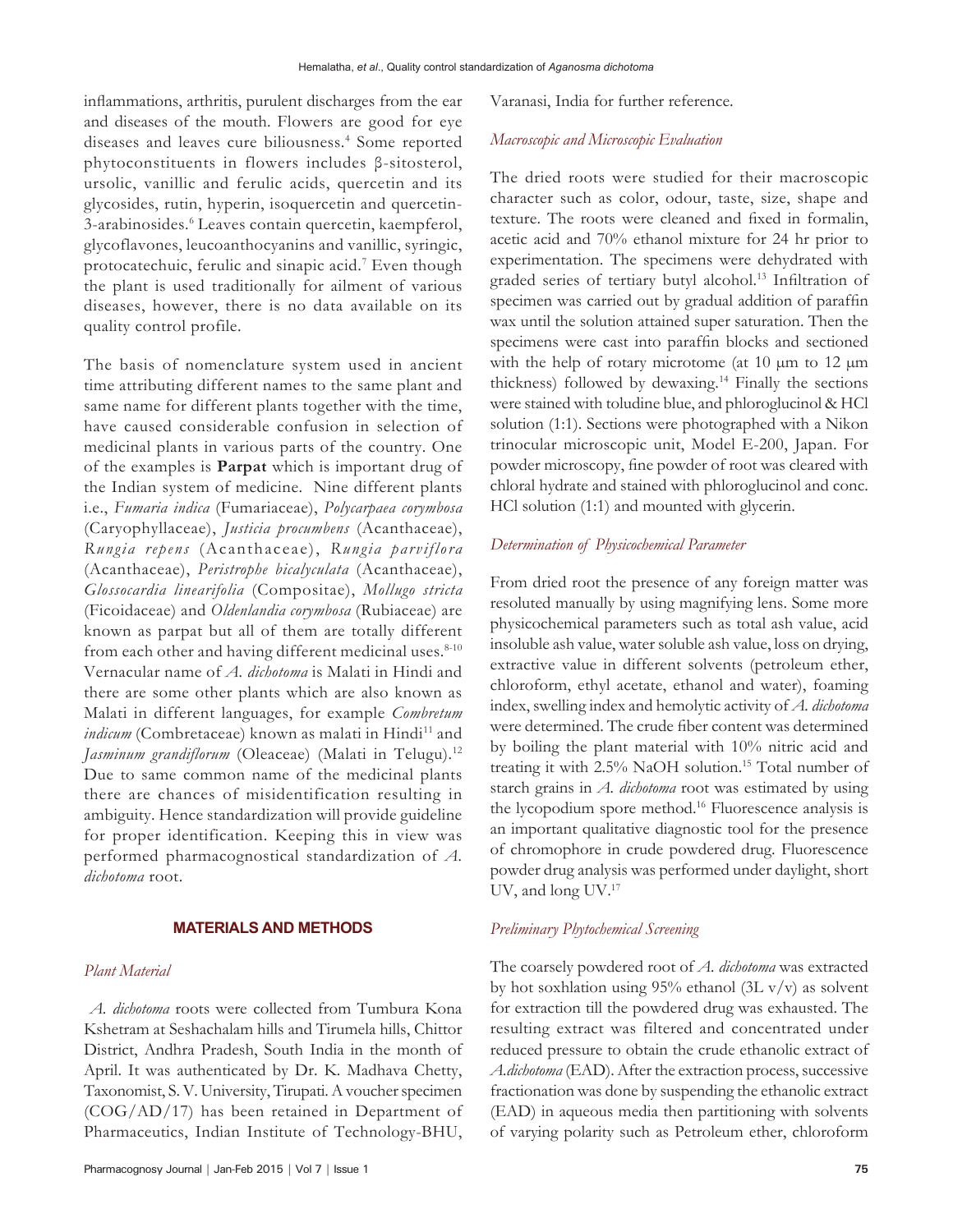inflammations, arthritis, purulent discharges from the ear and diseases of the mouth. Flowers are good for eye diseases and leaves cure biliousness.[4] Some reported phytoconstituents in flowers includes β-sitosterol, ursolic, vanillic and ferulic acids, quercetin and its glycosides, rutin, hyperin, isoquercetin and quercetin-3-arabinosides.[6] Leaves contain quercetin, kaempferol, glycoflavones, leucoanthocyanins and vanillic, syringic, protocatechuic, ferulic and sinapic acid.[7] Even though the plant is used traditionally for ailment of various diseases, however, there is no data available on its quality control profile.

The basis of nomenclature system used in ancient time attributing different names to the same plant and same name for different plants together with the time, have caused considerable confusion in selection of medicinal plants in various parts of the country. One of the examples is **Parpat** which is important drug of the Indian system of medicine. Nine different plants i.e., *Fumaria indica* (Fumariaceae), *Polycarpaea corymbosa* (Caryophyllaceae), *Justicia procumbens* (Acanthaceae), *Rungia repens* (Acanthaceae), *Rungia parviflora* (Acanthaceae), *Peristrophe bicalyculata* (Acanthaceae), *Glossocardia linearifolia* (Compositae), *Mollugo stricta* (Ficoidaceae) and *Oldenlandia corymbosa* (Rubiaceae) are known as parpat but all of them are totally different from each other and having different medicinal uses.[8-10] Vernacular name of *A. dichotoma* is Malati in Hindi and there are some other plants which are also known as Malati in different languages, for example *Combretum indicum* (Combretaceae) known as malati in Hindi[11] and *Jasminum grandiflorum* (Oleaceae) (Malati in Telugu).[12] Due to same common name of the medicinal plants there are chances of misidentification resulting in ambiguity. Hence standardization will provide guideline for proper identification. Keeping this in view was performed pharmacognostical standardization of *A. dichotoma* root.

## MATERIALS AND METHODS

### *Plant Material*

*A. dichotoma* roots were collected from Tumbura Kona Kshetram at Seshachalam hills and Tirumela hills, Chittor District, Andhra Pradesh, South India in the month of April. It was authenticated by Dr. K. Madhava Chetty, Taxonomist, S. V. University, Tirupati. A voucher specimen (COG/AD/17) has been retained in Department of Pharmaceutics, Indian Institute of Technology-BHU, Varanasi, India for further reference.

### *Macroscopic and Microscopic Evaluation*

The dried roots were studied for their macroscopic character such as color, odour, taste, size, shape and texture. The roots were cleaned and fixed in formalin, acetic acid and 70% ethanol mixture for 24 hr prior to experimentation. The specimens were dehydrated with graded series of tertiary butyl alcohol.[13] Infiltration of specimen was carried out by gradual addition of paraffin wax until the solution attained super saturation. Then the specimens were cast into paraffin blocks and sectioned with the help of rotary microtome (at 10 μm to 12 μm thickness) followed by dewaxing.[14] Finally the sections were stained with toludine blue, and phloroglucinol & HCl solution (1:1). Sections were photographed with a Nikon trinocular microscopic unit, Model E-200, Japan. For powder microscopy, fine powder of root was cleared with chloral hydrate and stained with phloroglucinol and conc. HCl solution (1:1) and mounted with glycerin.

### *Determination of Physicochemical Parameter*

From dried root the presence of any foreign matter was resoluted manually by using magnifying lens. Some more physicochemical parameters such as total ash value, acid insoluble ash value, water soluble ash value, loss on drying, extractive value in different solvents (petroleum ether, chloroform, ethyl acetate, ethanol and water), foaming index, swelling index and hemolytic activity of *A. dichotoma* were determined. The crude fiber content was determined by boiling the plant material with 10% nitric acid and treating it with 2.5% NaOH solution.[15] Total number of starch grains in *A. dichotoma* root was estimated by using the lycopodium spore method.[16] Fluorescence analysis is an important qualitative diagnostic tool for the presence of chromophore in crude powdered drug. Fluorescence powder drug analysis was performed under daylight, short UV, and long UV.[17]

### *Preliminary Phytochemical Screening*

The coarsely powdered root of *A. dichotoma* was extracted by hot soxhlation using 95% ethanol (3L v/v) as solvent for extraction till the powdered drug was exhausted. The resulting extract was filtered and concentrated under reduced pressure to obtain the crude ethanolic extract of *A.dichotoma* (EAD). After the extraction process, successive fractionation was done by suspending the ethanolic extract (EAD) in aqueous media then partitioning with solvents of varying polarity such as Petroleum ether, chloroform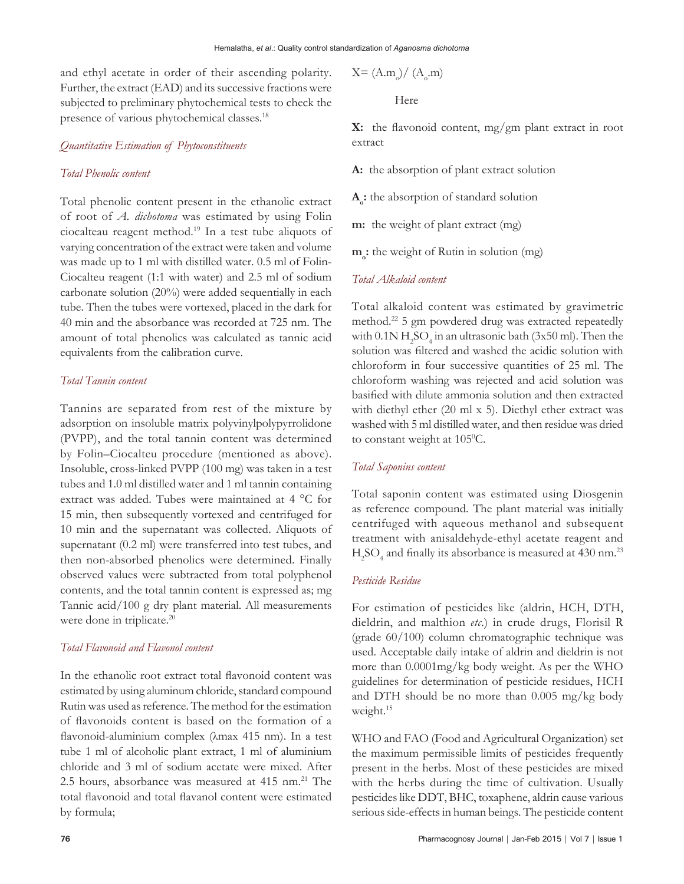and ethyl acetate in order of their ascending polarity. Further, the extract (EAD) and its successive fractions were subjected to preliminary phytochemical tests to check the presence of various phytochemical classes.[18]

### *Quantitative Estimation of Phytoconstituents*

#### *Total Phenolic content*

Total phenolic content present in the ethanolic extract of root of *A. dichotoma* was estimated by using Folin ciocalteau reagent method.[19] In a test tube aliquots of varying concentration of the extract were taken and volume was made up to 1 ml with distilled water. 0.5 ml of Folin-Ciocalteu reagent (1:1 with water) and 2.5 ml of sodium carbonate solution (20%) were added sequentially in each tube. Then the tubes were vortexed, placed in the dark for 40 min and the absorbance was recorded at 725 nm. The amount of total phenolics was calculated as tannic acid equivalents from the calibration curve.

#### *Total Tannin content*

Tannins are separated from rest of the mixture by adsorption on insoluble matrix polyvinylpolypyrrolidone (PVPP), and the total tannin content was determined by Folin–Ciocalteu procedure (mentioned as above). Insoluble, cross-linked PVPP (100 mg) was taken in a test tubes and 1.0 ml distilled water and 1 ml tannin containing extract was added. Tubes were maintained at 4 °C for 15 min, then subsequently vortexed and centrifuged for 10 min and the supernatant was collected. Aliquots of supernatant (0.2 ml) were transferred into test tubes, and then non-absorbed phenolics were determined. Finally observed values were subtracted from total polyphenol contents, and the total tannin content is expressed as; mg Tannic acid/100 g dry plant material. All measurements were done in triplicate.[20]

#### *Total Flavonoid and Flavonol content*

In the ethanolic root extract total flavonoid content was estimated by using aluminum chloride, standard compound Rutin was used as reference. The method for the estimation of flavonoids content is based on the formation of a flavonoid-aluminium complex (λmax 415 nm). In a test tube 1 ml of alcoholic plant extract, 1 ml of aluminium chloride and 3 ml of sodium acetate were mixed. After 2.5 hours, absorbance was measured at 415 nm.[21] The total flavonoid and total flavanol content were estimated by formula;

$$X = (A.m_o) / (A_o.m)$$

Here

**X:** the flavonoid content, mg/gm plant extract in root extract

**A:** the absorption of plant extract solution

**$A_o$:** the absorption of standard solution

**m:** the weight of plant extract (mg)

**$m_o$:** the weight of Rutin in solution (mg)

#### *Total Alkaloid content*

Total alkaloid content was estimated by gravimetric method.[22] 5 gm powdered drug was extracted repeatedly with 0.1N $H_2SO_4$ in an ultrasonic bath (3x50 ml). Then the solution was filtered and washed the acidic solution with chloroform in four successive quantities of 25 ml. The chloroform washing was rejected and acid solution was basified with dilute ammonia solution and then extracted with diethyl ether (20 ml x 5). Diethyl ether extract was washed with 5 ml distilled water, and then residue was dried to constant weight at $105^0$C.

#### *Total Saponins content*

Total saponin content was estimated using Diosgenin as reference compound. The plant material was initially centrifuged with aqueous methanol and subsequent treatment with anisaldehyde-ethyl acetate reagent and $H_2SO_4$ and finally its absorbance is measured at 430 nm.[23]

#### *Pesticide Residue*

For estimation of pesticides like (aldrin, HCH, DTH, dieldrin, and malthion *etc.*) in crude drugs, Florisil R (grade 60/100) column chromatographic technique was used. Acceptable daily intake of aldrin and dieldrin is not more than 0.0001mg/kg body weight. As per the WHO guidelines for determination of pesticide residues, HCH and DTH should be no more than 0.005 mg/kg body weight.[15]

WHO and FAO (Food and Agricultural Organization) set the maximum permissible limits of pesticides frequently present in the herbs. Most of these pesticides are mixed with the herbs during the time of cultivation. Usually pesticides like DDT, BHC, toxaphene, aldrin cause various serious side-effects in human beings. The pesticide content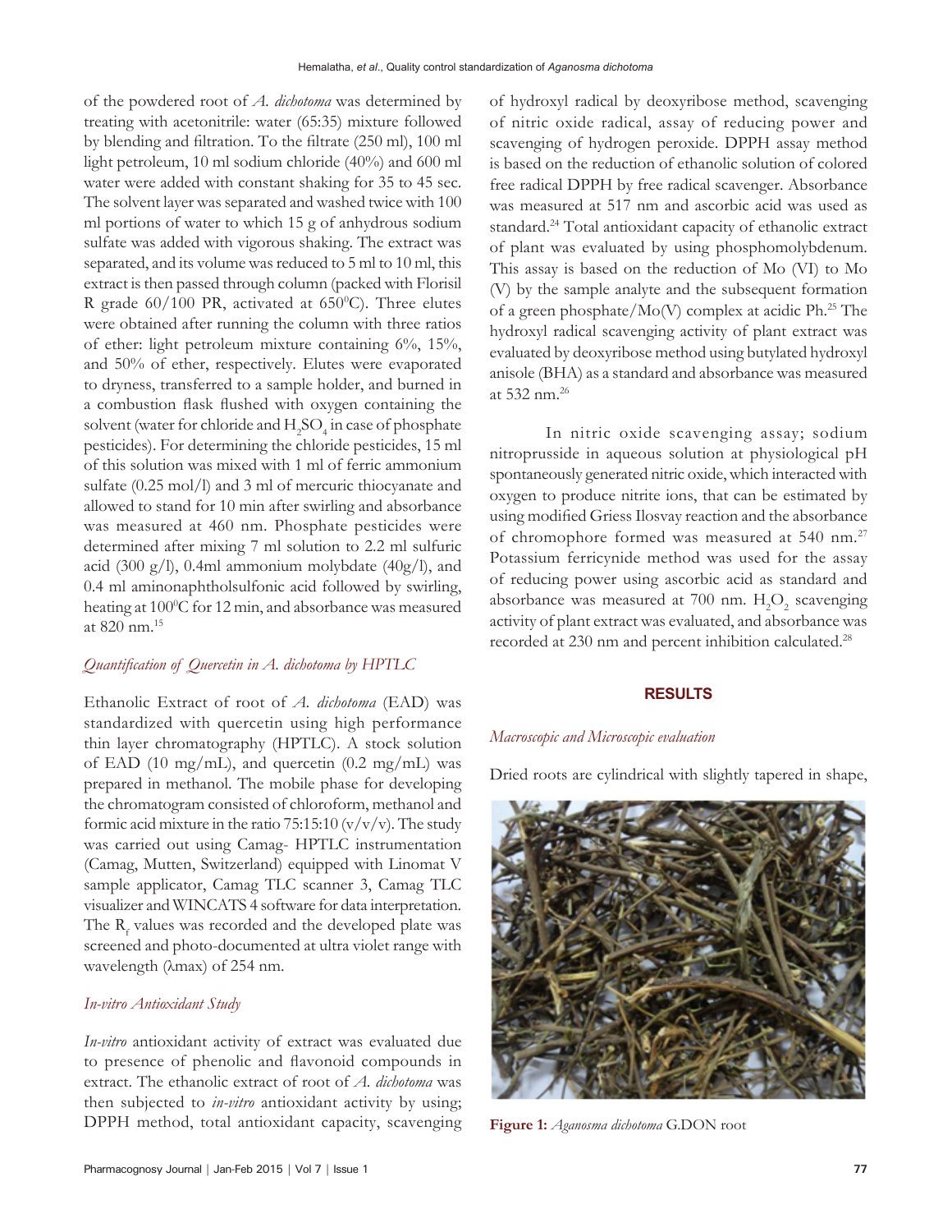of the powdered root of *A. dichotoma* was determined by treating with acetonitrile: water (65:35) mixture followed by blending and filtration. To the filtrate (250 ml), 100 ml light petroleum, 10 ml sodium chloride (40%) and 600 ml water were added with constant shaking for 35 to 45 sec. The solvent layer was separated and washed twice with 100 ml portions of water to which 15 g of anhydrous sodium sulfate was added with vigorous shaking. The extract was separated, and its volume was reduced to 5 ml to 10 ml, this extract is then passed through column (packed with Florisil R grade 60/100 PR, activated at 650°C). Three elutes were obtained after running the column with three ratios of ether: light petroleum mixture containing 6%, 15%, and 50% of ether, respectively. Elutes were evaporated to dryness, transferred to a sample holder, and burned in a combustion flask flushed with oxygen containing the solvent (water for chloride and $H_2SO_4$ in case of phosphate pesticides). For determining the chloride pesticides, 15 ml of this solution was mixed with 1 ml of ferric ammonium sulfate (0.25 mol/l) and 3 ml of mercuric thiocyanate and allowed to stand for 10 min after swirling and absorbance was measured at 460 nm. Phosphate pesticides were determined after mixing 7 ml solution to 2.2 ml sulfuric acid (300 g/l), 0.4ml ammonium molybdate (40g/l), and 0.4 ml aminonaphtholsulfonic acid followed by swirling, heating at 100°C for 12 min, and absorbance was measured at 820 nm.[15]

### *Quantification of Quercetin in A. dichotoma by HPTLC*

Ethanolic Extract of root of *A. dichotoma* (EAD) was standardized with quercetin using high performance thin layer chromatography (HPTLC). A stock solution of EAD (10 mg/mL), and quercetin (0.2 mg/mL) was prepared in methanol. The mobile phase for developing the chromatogram consisted of chloroform, methanol and formic acid mixture in the ratio 75:15:10 (v/v/v). The study was carried out using Camag- HPTLC instrumentation (Camag, Mutten, Switzerland) equipped with Linomat V sample applicator, Camag TLC scanner 3, Camag TLC visualizer and WINCATS 4 software for data interpretation. The $R_f$ values was recorded and the developed plate was screened and photo-documented at ultra violet range with wavelength (λmax) of 254 nm.

### *In-vitro Antioxidant Study*

*In-vitro* antioxidant activity of extract was evaluated due to presence of phenolic and flavonoid compounds in extract. The ethanolic extract of root of *A. dichotoma* was then subjected to *in-vitro* antioxidant activity by using; DPPH method, total antioxidant capacity, scavenging of hydroxyl radical by deoxyribose method, scavenging of nitric oxide radical, assay of reducing power and scavenging of hydrogen peroxide. DPPH assay method is based on the reduction of ethanolic solution of colored free radical DPPH by free radical scavenger. Absorbance was measured at 517 nm and ascorbic acid was used as standard.[24] Total antioxidant capacity of ethanolic extract of plant was evaluated by using phosphomolybdenum. This assay is based on the reduction of Mo (VI) to Mo (V) by the sample analyte and the subsequent formation of a green phosphate/Mo(V) complex at acidic Ph.[25] The hydroxyl radical scavenging activity of plant extract was evaluated by deoxyribose method using butylated hydroxyl anisole (BHA) as a standard and absorbance was measured at 532 nm.[26]

In nitric oxide scavenging assay; sodium nitroprusside in aqueous solution at physiological pH spontaneously generated nitric oxide, which interacted with oxygen to produce nitrite ions, that can be estimated by using modified Griess Ilosvay reaction and the absorbance of chromophore formed was measured at 540 nm.[27] Potassium ferricynide method was used for the assay of reducing power using ascorbic acid as standard and absorbance was measured at 700 nm. $H_2O_2$ scavenging activity of plant extract was evaluated, and absorbance was recorded at 230 nm and percent inhibition calculated.[28]

## RESULTS

### *Macroscopic and Microscopic evaluation*

Dried roots are cylindrical with slightly tapered in shape,

**Figure 1:** *Aganosma dichotoma* G.DON root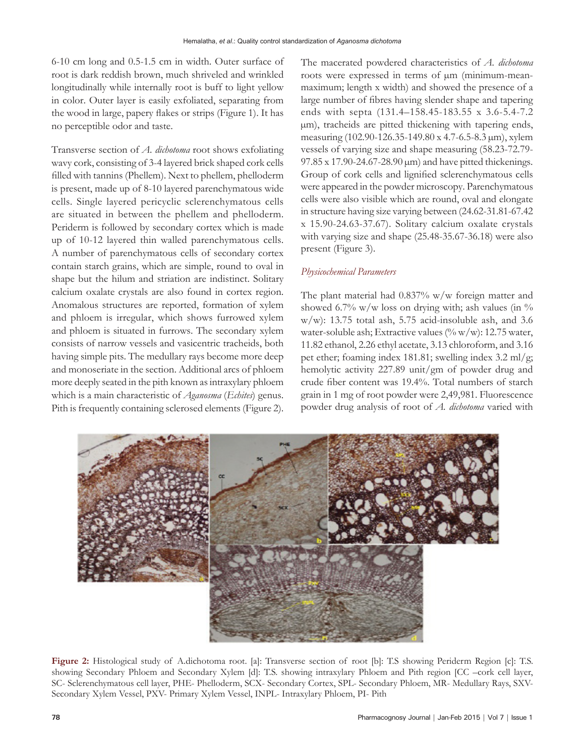6-10 cm long and 0.5-1.5 cm in width. Outer surface of root is dark reddish brown, much shriveled and wrinkled longitudinally while internally root is buff to light yellow in color. Outer layer is easily exfoliated, separating from the wood in large, papery flakes or strips (Figure 1). It has no perceptible odor and taste.

Transverse section of *A. dichotoma* root shows exfoliating wavy cork, consisting of 3-4 layered brick shaped cork cells filled with tannins (Phellem). Next to phellem, phelloderm is present, made up of 8-10 layered parenchymatous wide cells. Single layered pericyclic sclerenchymatous cells are situated in between the phellem and phelloderm. Periderm is followed by secondary cortex which is made up of 10-12 layered thin walled parenchymatous cells. A number of parenchymatous cells of secondary cortex contain starch grains, which are simple, round to oval in shape but the hilum and striation are indistinct. Solitary calcium oxalate crystals are also found in cortex region. Anomalous structures are reported, formation of xylem and phloem is irregular, which shows furrowed xylem and phloem is situated in furrows. The secondary xylem consists of narrow vessels and vasicentric tracheids, both having simple pits. The medullary rays become more deep and monoseriate in the section. Additional arcs of phloem more deeply seated in the pith known as intraxylary phloem which is a main characteristic of *Aganosma* (*Echites*) genus. Pith is frequently containing sclerosed elements (Figure 2).

The macerated powdered characteristics of *A. dichotoma* roots were expressed in terms of µm (minimum-mean-maximum; length x width) and showed the presence of a large number of fibres having slender shape and tapering ends with septa (131.4–158.45-183.55 x 3.6-5.4-7.2 µm), tracheids are pitted thickening with tapering ends, measuring (102.90-126.35-149.80 x 4.7-6.5-8.3 µm), xylem vessels of varying size and shape measuring (58.23-72.79-97.85 x 17.90-24.67-28.90 µm) and have pitted thickenings. Group of cork cells and lignified sclerenchymatous cells were appeared in the powder microscopy. Parenchymatous cells were also visible which are round, oval and elongate in structure having size varying between (24.62-31.81-67.42 x 15.90-24.63-37.67). Solitary calcium oxalate crystals with varying size and shape (25.48-35.67-36.18) were also present (Figure 3).

### *Physicochemical Parameters*

The plant material had 0.837% w/w foreign matter and showed 6.7% w/w loss on drying with; ash values (in % w/w): 13.75 total ash, 5.75 acid-insoluble ash, and 3.6 water-soluble ash; Extractive values (% w/w): 12.75 water, 11.82 ethanol, 2.26 ethyl acetate, 3.13 chloroform, and 3.16 pet ether; foaming index 181.81; swelling index 3.2 ml/g; hemolytic activity 227.89 unit/gm of powder drug and crude fiber content was 19.4%. Total numbers of starch grain in 1 mg of root powder were 2,49,981. Fluorescence powder drug analysis of root of *A. dichotoma* varied with

**Figure 2:** Histological study of A.dichotoma root. [a]: Transverse section of root [b]: T.S showing Periderm Region [c]: T.S. showing Secondary Phloem and Secondary Xylem [d]: T.S. showing intraxylary Phloem and Pith region [CC –cork cell layer, SC- Sclerenchymatous cell layer, PHE- Phelloderm, SCX- Secondary Cortex, SPL- Secondary Phloem, MR- Medullary Rays, SXV-Secondary Xylem Vessel, PXV- Primary Xylem Vessel, INPL- Intraxylary Phloem, PI- Pith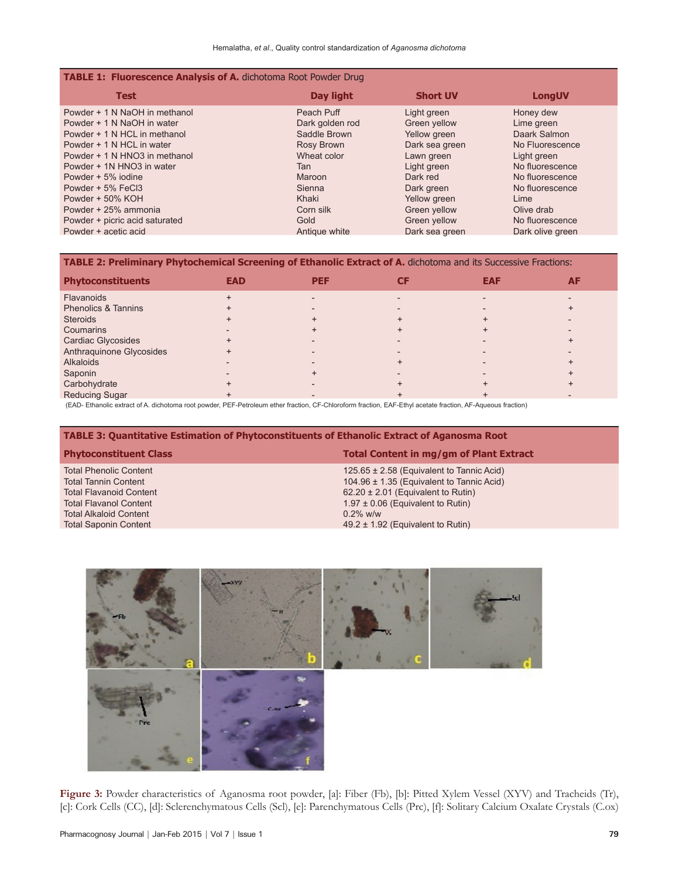**TABLE 1: Fluorescence Analysis of A. dichotoma Root Powder Drug**

| Test | Day light | Short UV | LongUV |
|---|---|---|---|
| Powder + 1 N NaOH in methanol | Peach Puff | Light green | Honey dew |
| Powder + 1 N NaOH in water | Dark golden rod | Green yellow | Lime green |
| Powder + 1 N HCL in methanol | Saddle Brown | Yellow green | Daark Salmon |
| Powder + 1 N HCL in water | Rosy Brown | Dark sea green | No Fluorescence |
| Powder + 1 N HNO3 in methanol | Wheat color | Lawn green | Light green |
| Powder + 1N HNO3 in water | Tan | Light green | No fluorescence |
| Powder + 5% iodine | Maroon | Dark red | No fluorescence |
| Powder + 5% FeCl3 | Sienna | Dark green | No fluorescence |
| Powder + 50% KOH | Khaki | Yellow green | Lime |
| Powder + 25% ammonia | Corn silk | Green yellow | Olive drab |
| Powder + picric acid saturated | Gold | Green yellow | No fluorescence |
| Powder + acetic acid | Antique white | Dark sea green | Dark olive green |

**TABLE 2: Preliminary Phytochemical Screening of Ethanolic Extract of A. dichotoma and its Successive Fractions:**

| Phytoconstituents | EAD | PEF | CF | EAF | AF |
|---|---|---|---|---|---|
| Flavanoids | + | - | - | - | - |
| Phenolics & Tannins | + | - | - | - | + |
| Steroids | + | + | + | + | - |
| Coumarins | - | + | + | + | - |
| Cardiac Glycosides | + | - | - | - | + |
| Anthraquinone Glycosides | + | - | - | - | - |
| Alkaloids | - | - | + | - | + |
| Saponin | - | + | - | - | + |
| Carbohydrate | + | - | + | + | + |
| Reducing Sugar | + | - | + | + | - |

(EAD- Ethanolic extract of A. dichotoma root powder, PEF-Petroleum ether fraction, CF-Chloroform fraction, EAF-Ethyl acetate fraction, AF-Aqueous fraction)

**TABLE 3: Quantitative Estimation of Phytoconstituents of Ethanolic Extract of Aganosma Root**

| Phytoconstituent Class | Total Content in mg/gm of Plant Extract |
|---|---|
| Total Phenolic Content | 125.65 ± 2.58 (Equivalent to Tannic Acid) |
| Total Tannin Content | 104.96 ± 1.35 (Equivalent to Tannic Acid) |
| Total Flavanoid Content | 62.20 ± 2.01 (Equivalent to Rutin) |
| Total Flavanol Content | 1.97 ± 0.06 (Equivalent to Rutin) |
| Total Alkaloid Content | 0.2% w/w |
| Total Saponin Content | 49.2 ± 1.92 (Equivalent to Rutin) |

**Figure 3:** Powder characteristics of Aganosma root powder, [a]: Fiber (Fb), [b]: Pitted Xylem Vessel (XYV) and Tracheids (Tr), [c]: Cork Cells (CC), [d]: Sclerenchymatous Cells (Scl), [e]: Parenchymatous Cells (Prc), [f]: Solitary Calcium Oxalate Crystals (C.ox)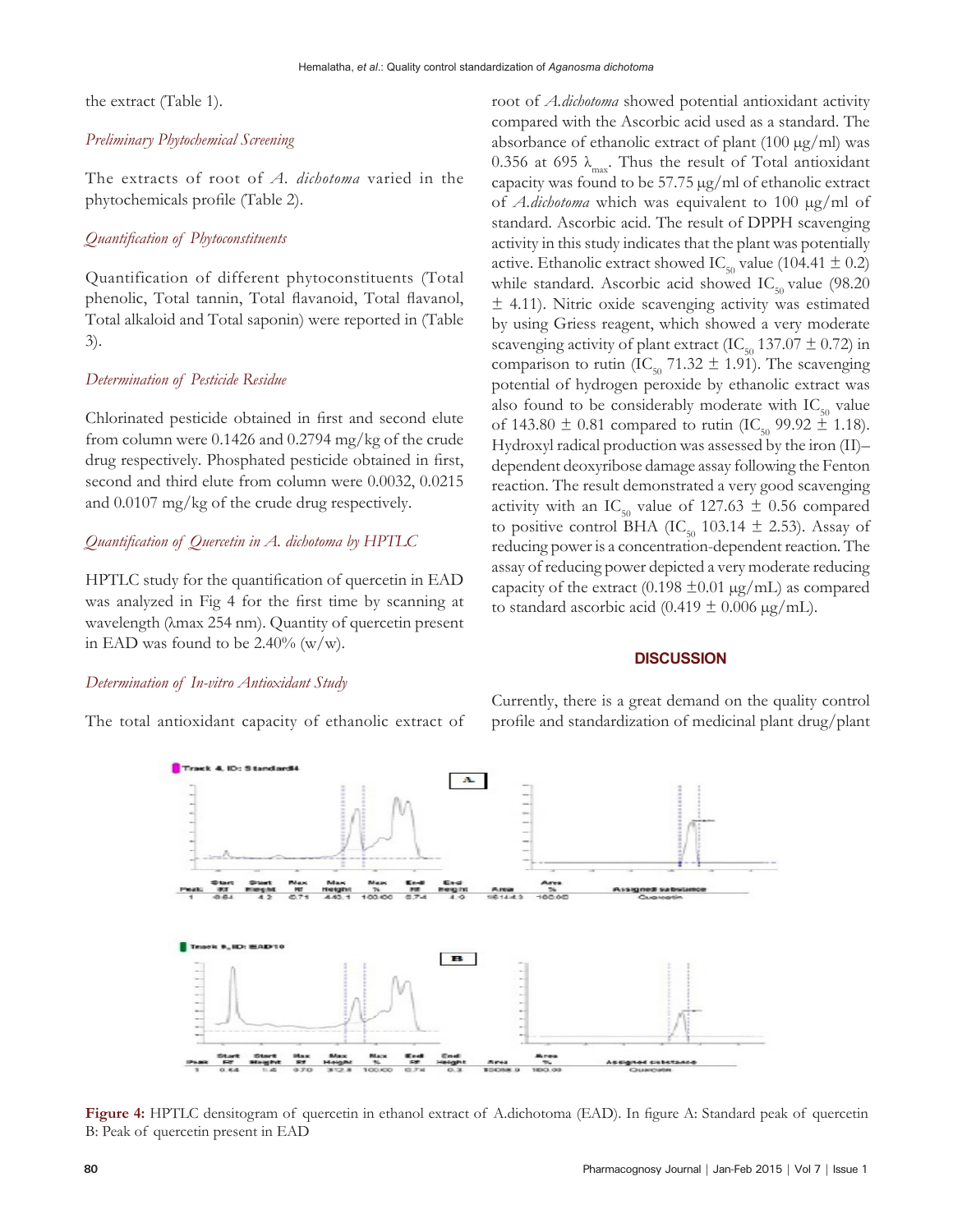the extract (Table 1).

### *Preliminary Phytochemical Screening*

The extracts of root of *A. dichotoma* varied in the phytochemicals profile (Table 2).

### *Quantification of Phytoconstituents*

Quantification of different phytoconstituents (Total phenolic, Total tannin, Total flavanoid, Total flavanol, Total alkaloid and Total saponin) were reported in (Table 3).

### *Determination of Pesticide Residue*

Chlorinated pesticide obtained in first and second elute from column were 0.1426 and 0.2794 mg/kg of the crude drug respectively. Phosphated pesticide obtained in first, second and third elute from column were 0.0032, 0.0215 and 0.0107 mg/kg of the crude drug respectively.

### *Quantification of Quercetin in A. dichotoma by HPTLC*

HPTLC study for the quantification of quercetin in EAD was analyzed in Fig 4 for the first time by scanning at wavelength (λmax 254 nm). Quantity of quercetin present in EAD was found to be 2.40% (w/w).

### *Determination of In-vitro Antioxidant Study*

The total antioxidant capacity of ethanolic extract of root of *A.dichotoma* showed potential antioxidant activity compared with the Ascorbic acid used as a standard. The absorbance of ethanolic extract of plant (100 μg/ml) was 0.356 at 695 $\lambda_{max}$. Thus the result of Total antioxidant capacity was found to be 57.75 μg/ml of ethanolic extract of *A.dichotoma* which was equivalent to 100 μg/ml of standard. Ascorbic acid. The result of DPPH scavenging activity in this study indicates that the plant was potentially active. Ethanolic extract showed $IC_{50}$ value (104.41 ± 0.2) while standard. Ascorbic acid showed $IC_{50}$ value (98.20 ± 4.11). Nitric oxide scavenging activity was estimated by using Griess reagent, which showed a very moderate scavenging activity of plant extract ($IC_{50}$ 137.07 ± 0.72) in comparison to rutin ($IC_{50}$ 71.32 ± 1.91). The scavenging potential of hydrogen peroxide by ethanolic extract was also found to be considerably moderate with $IC_{50}$ value of 143.80 ± 0.81 compared to rutin ($IC_{50}$ 99.92 ± 1.18). Hydroxyl radical production was assessed by the iron (II)–dependent deoxyribose damage assay following the Fenton reaction. The result demonstrated a very good scavenging activity with an $IC_{50}$ value of 127.63 ± 0.56 compared to positive control BHA ($IC_{50}$ 103.14 ± 2.53). Assay of reducing power is a concentration-dependent reaction. The assay of reducing power depicted a very moderate reducing capacity of the extract (0.198 ±0.01 μg/mL) as compared to standard ascorbic acid (0.419 ± 0.006 μg/mL).

## DISCUSSION

Currently, there is a great demand on the quality control profile and standardization of medicinal plant drug/plant

**Figure 4:** HPTLC densitogram of quercetin in ethanol extract of A.dichotoma (EAD). In figure A: Standard peak of quercetin B: Peak of quercetin present in EAD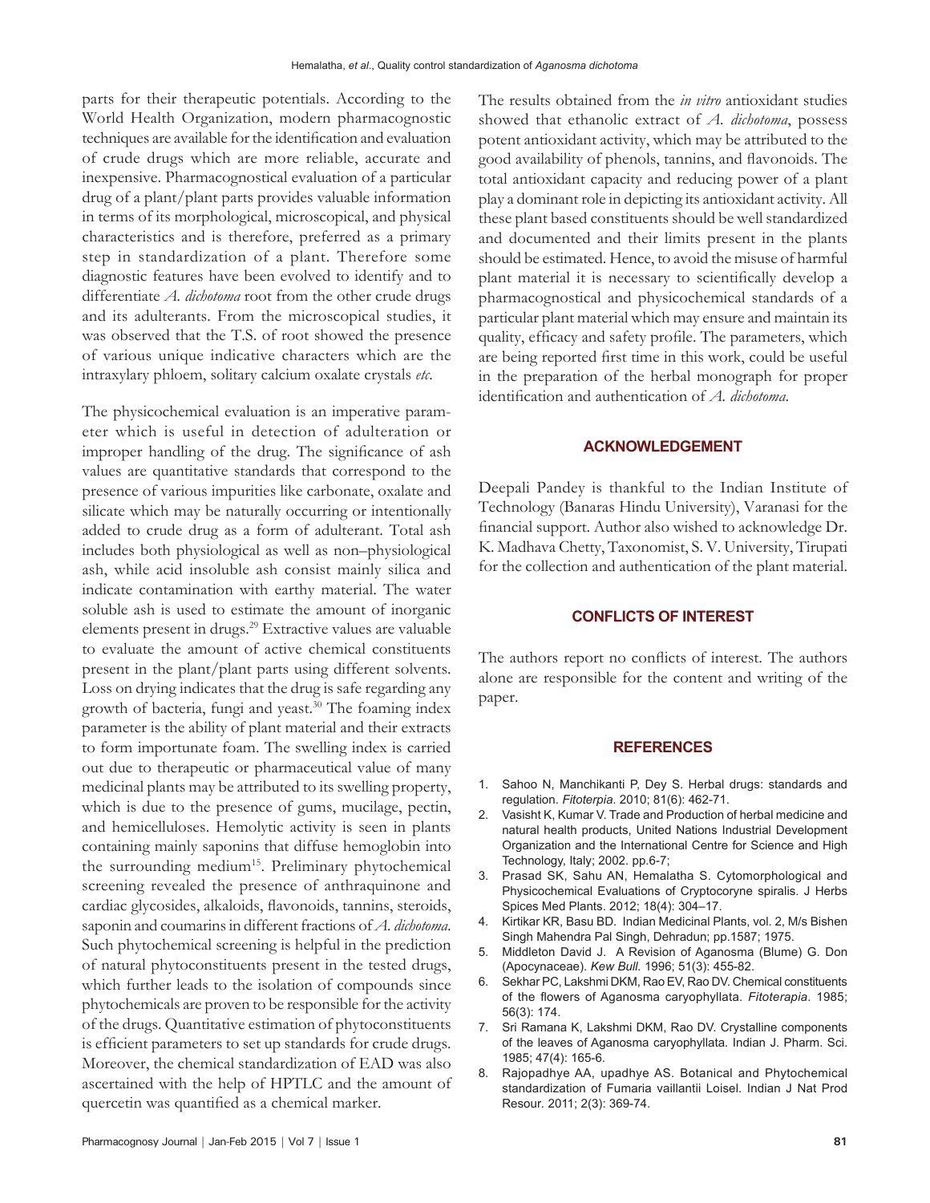parts for their therapeutic potentials. According to the World Health Organization, modern pharmacognostic techniques are available for the identification and evaluation of crude drugs which are more reliable, accurate and inexpensive. Pharmacognostical evaluation of a particular drug of a plant/plant parts provides valuable information in terms of its morphological, microscopical, and physical characteristics and is therefore, preferred as a primary step in standardization of a plant. Therefore some diagnostic features have been evolved to identify and to differentiate *A. dichotoma* root from the other crude drugs and its adulterants. From the microscopical studies, it was observed that the T.S. of root showed the presence of various unique indicative characters which are the intraxylary phloem, solitary calcium oxalate crystals *etc.*

The physicochemical evaluation is an imperative parameter which is useful in detection of adulteration or improper handling of the drug. The significance of ash values are quantitative standards that correspond to the presence of various impurities like carbonate, oxalate and silicate which may be naturally occurring or intentionally added to crude drug as a form of adulterant. Total ash includes both physiological as well as non–physiological ash, while acid insoluble ash consist mainly silica and indicate contamination with earthy material. The water soluble ash is used to estimate the amount of inorganic elements present in drugs.[29] Extractive values are valuable to evaluate the amount of active chemical constituents present in the plant/plant parts using different solvents. Loss on drying indicates that the drug is safe regarding any growth of bacteria, fungi and yeast.[30] The foaming index parameter is the ability of plant material and their extracts to form importunate foam. The swelling index is carried out due to therapeutic or pharmaceutical value of many medicinal plants may be attributed to its swelling property, which is due to the presence of gums, mucilage, pectin, and hemicelluloses. Hemolytic activity is seen in plants containing mainly saponins that diffuse hemoglobin into the surrounding medium[15]. Preliminary phytochemical screening revealed the presence of anthraquinone and cardiac glycosides, alkaloids, flavonoids, tannins, steroids, saponin and coumarins in different fractions of *A. dichotoma*. Such phytochemical screening is helpful in the prediction of natural phytoconstituents present in the tested drugs, which further leads to the isolation of compounds since phytochemicals are proven to be responsible for the activity of the drugs. Quantitative estimation of phytoconstituents is efficient parameters to set up standards for crude drugs. Moreover, the chemical standardization of EAD was also ascertained with the help of HPTLC and the amount of quercetin was quantified as a chemical marker.

The results obtained from the *in vitro* antioxidant studies showed that ethanolic extract of *A. dichotoma*, possess potent antioxidant activity, which may be attributed to the good availability of phenols, tannins, and flavonoids. The total antioxidant capacity and reducing power of a plant play a dominant role in depicting its antioxidant activity. All these plant based constituents should be well standardized and documented and their limits present in the plants should be estimated. Hence, to avoid the misuse of harmful plant material it is necessary to scientifically develop a pharmacognostical and physicochemical standards of a particular plant material which may ensure and maintain its quality, efficacy and safety profile. The parameters, which are being reported first time in this work, could be useful in the preparation of the herbal monograph for proper identification and authentication of *A. dichotoma.*

## ACKNOWLEDGEMENT

Deepali Pandey is thankful to the Indian Institute of Technology (Banaras Hindu University), Varanasi for the financial support. Author also wished to acknowledge Dr. K. Madhava Chetty, Taxonomist, S. V. University, Tirupati for the collection and authentication of the plant material.

## CONFLICTS OF INTEREST

The authors report no conflicts of interest. The authors alone are responsible for the content and writing of the paper.

## REFERENCES

1. Sahoo N, Manchikanti P, Dey S. Herbal drugs: standards and regulation. *Fitoterpia.* 2010; 81(6): 462-71.
2. Vasisht K, Kumar V. Trade and Production of herbal medicine and natural health products, United Nations Industrial Development Organization and the International Centre for Science and High Technology, Italy; 2002. pp.6-7;
3. Prasad SK, Sahu AN, Hemalatha S. Cytomorphological and Physicochemical Evaluations of Cryptocoryne spiralis. J Herbs Spices Med Plants. 2012; 18(4): 304–17.
4. Kirtikar KR, Basu BD. Indian Medicinal Plants, vol. 2, M/s Bishen Singh Mahendra Pal Singh, Dehradun; pp.1587; 1975.
5. Middleton David J. A Revision of Aganosma (Blume) G. Don (Apocynaceae). *Kew Bull.* 1996; 51(3): 455-82.
6. Sekhar PC, Lakshmi DKM, Rao EV, Rao DV. Chemical constituents of the flowers of Aganosma caryophyllata. *Fitoterapia*. 1985; 56(3): 174.
7. Sri Ramana K, Lakshmi DKM, Rao DV. Crystalline components of the leaves of Aganosma caryophyllata. Indian J. Pharm. Sci. 1985; 47(4): 165-6.
8. Rajopadhye AA, upadhye AS. Botanical and Phytochemical standardization of Fumaria vaillantii Loisel. Indian J Nat Prod Resour. 2011; 2(3): 369-74.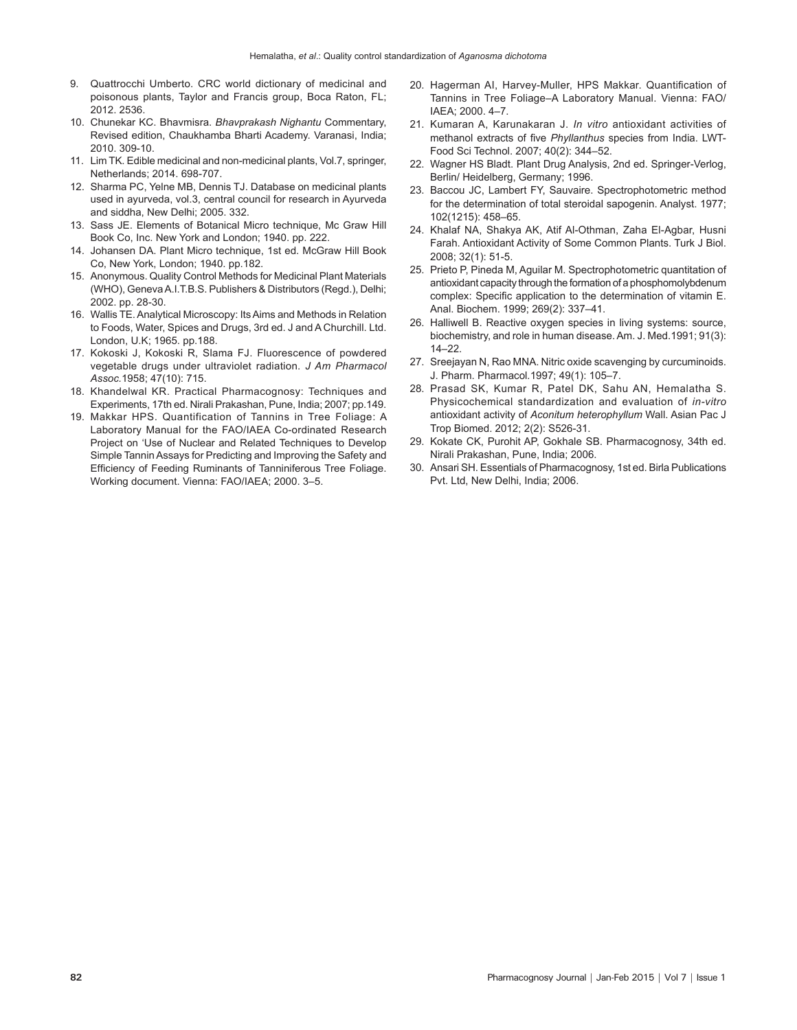9. Quattrocchi Umberto. CRC world dictionary of medicinal and poisonous plants, Taylor and Francis group, Boca Raton, FL; 2012. 2536.
10. Chunekar KC. Bhavmisra. *Bhavprakash Nighantu* Commentary, Revised edition, Chaukhamba Bharti Academy. Varanasi, India; 2010. 309-10.
11. Lim TK. Edible medicinal and non-medicinal plants, Vol.7, springer, Netherlands; 2014. 698-707.
12. Sharma PC, Yelne MB, Dennis TJ. Database on medicinal plants used in ayurveda, vol.3, central council for research in Ayurveda and siddha, New Delhi; 2005. 332.
13. Sass JE. Elements of Botanical Micro technique, Mc Graw Hill Book Co, Inc. New York and London; 1940. pp. 222.
14. Johansen DA. Plant Micro technique, 1st ed. McGraw Hill Book Co, New York, London; 1940. pp.182.
15. Anonymous. Quality Control Methods for Medicinal Plant Materials (WHO), Geneva A.I.T.B.S. Publishers & Distributors (Regd.), Delhi; 2002. pp. 28-30.
16. Wallis TE. Analytical Microscopy: Its Aims and Methods in Relation to Foods, Water, Spices and Drugs, 3rd ed. J and A Churchill. Ltd. London, U.K; 1965. pp.188.
17. Kokoski J, Kokoski R, Slama FJ. Fluorescence of powdered vegetable drugs under ultraviolet radiation. *J Am Pharmacol Assoc.*1958; 47(10): 715.
18. Khandelwal KR. Practical Pharmacognosy: Techniques and Experiments, 17th ed. Nirali Prakashan, Pune, India; 2007; pp.149.
19. Makkar HPS. Quantification of Tannins in Tree Foliage: A Laboratory Manual for the FAO/IAEA Co-ordinated Research Project on 'Use of Nuclear and Related Techniques to Develop Simple Tannin Assays for Predicting and Improving the Safety and Efficiency of Feeding Ruminants of Tanniniferous Tree Foliage. Working document. Vienna: FAO/IAEA; 2000. 3–5.
20. Hagerman AI, Harvey-Muller, HPS Makkar. Quantification of Tannins in Tree Foliage–A Laboratory Manual. Vienna: FAO/ IAEA; 2000. 4–7.
21. Kumaran A, Karunakaran J. *In vitro* antioxidant activities of methanol extracts of five *Phyllanthus* species from India. LWT-Food Sci Technol. 2007; 40(2): 344–52.
22. Wagner HS Bladt. Plant Drug Analysis, 2nd ed. Springer-Verlog, Berlin/ Heidelberg, Germany; 1996.
23. Baccou JC, Lambert FY, Sauvaire. Spectrophotometric method for the determination of total steroidal sapogenin. Analyst. 1977; 102(1215): 458–65.
24. Khalaf NA, Shakya AK, Atif Al-Othman, Zaha El-Agbar, Husni Farah. Antioxidant Activity of Some Common Plants. Turk J Biol. 2008; 32(1): 51-5.
25. Prieto P, Pineda M, Aguilar M. Spectrophotometric quantitation of antioxidant capacity through the formation of a phosphomolybdenum complex: Specific application to the determination of vitamin E. Anal. Biochem. 1999; 269(2): 337–41.
26. Halliwell B. Reactive oxygen species in living systems: source, biochemistry, and role in human disease. Am. J. Med.1991; 91(3): 14–22.
27. Sreejayan N, Rao MNA. Nitric oxide scavenging by curcuminoids. J. Pharm. Pharmacol.1997; 49(1): 105–7.
28. Prasad SK, Kumar R, Patel DK, Sahu AN, Hemalatha S. Physicochemical standardization and evaluation of *in-vitro* antioxidant activity of *Aconitum heterophyllum* Wall. Asian Pac J Trop Biomed. 2012; 2(2): S526-31.
29. Kokate CK, Purohit AP, Gokhale SB. Pharmacognosy, 34th ed. Nirali Prakashan, Pune, India; 2006.
30. Ansari SH. Essentials of Pharmacognosy, 1st ed. Birla Publications Pvt. Ltd, New Delhi, India; 2006.